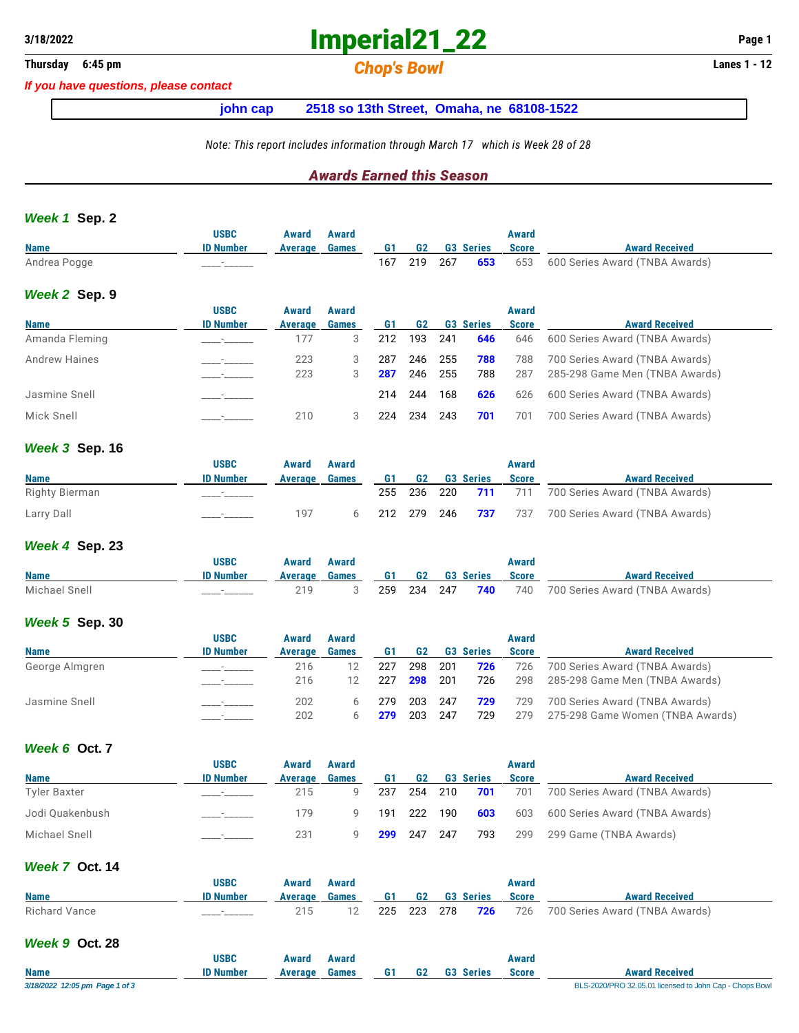3/18/2022

# Imperial21_22

Thursday 6:45 pm

## Chop's Bowl

Lanes 1 - 12

*If you have questions, please contact*

**john cap 2518 so 13th Street, Omaha, ne 68108-1522**

*Note: This report includes information through March 17 which is Week 28 of 28*

## *Awards Earned this Season*

### *Week 1* Sep. 2

| Name | USBC ID Number | Award Average | Award Games | G1 | G2 | G3 | Series | Award Score | Award Received |
|---|---|---|---|---|---|---|---|---|---|
| Andrea Pogge | ____-______ | | | 167 | 219 | 267 | **653** | 653 | 600 Series Award (TNBA Awards) |

### *Week 2* Sep. 9

| Name | USBC ID Number | Award Average | Award Games | G1 | G2 | G3 | Series | Award Score | Award Received |
|---|---|---|---|---|---|---|---|---|---|
| Amanda Fleming | ____-______ | 177 | 3 | 212 | 193 | 241 | **646** | 646 | 600 Series Award (TNBA Awards) |
| Andrew Haines | ____-______ | 223 | 3 | 287 | 246 | 255 | **788** | 788 | 700 Series Award (TNBA Awards) |
| | ____-______ | 223 | 3 | **287** | 246 | 255 | 788 | 287 | 285-298 Game Men (TNBA Awards) |
| Jasmine Snell | ____-______ | | | 214 | 244 | 168 | **626** | 626 | 600 Series Award (TNBA Awards) |
| Mick Snell | ____-______ | 210 | 3 | 224 | 234 | 243 | **701** | 701 | 700 Series Award (TNBA Awards) |

### *Week 3* Sep. 16

| Name | USBC ID Number | Award Average | Award Games | G1 | G2 | G3 | Series | Award Score | Award Received |
|---|---|---|---|---|---|---|---|---|---|
| Righty Bierman | ____-______ | | | 255 | 236 | 220 | **711** | 711 | 700 Series Award (TNBA Awards) |
| Larry Dall | ____-______ | 197 | 6 | 212 | 279 | 246 | **737** | 737 | 700 Series Award (TNBA Awards) |

### *Week 4* Sep. 23

| Name | USBC ID Number | Award Average | Award Games | G1 | G2 | G3 | Series | Award Score | Award Received |
|---|---|---|---|---|---|---|---|---|---|
| Michael Snell | ____-______ | 219 | 3 | 259 | 234 | 247 | **740** | 740 | 700 Series Award (TNBA Awards) |

### *Week 5* Sep. 30

| Name | USBC ID Number | Award Average | Award Games | G1 | G2 | G3 | Series | Award Score | Award Received |
|---|---|---|---|---|---|---|---|---|---|
| George Almgren | ____-______ | 216 | 12 | 227 | 298 | 201 | **726** | 726 | 700 Series Award (TNBA Awards) |
| | ____-______ | 216 | 12 | 227 | **298** | 201 | 726 | 298 | 285-298 Game Men (TNBA Awards) |
| Jasmine Snell | ____-______ | 202 | 6 | 279 | 203 | 247 | **729** | 729 | 700 Series Award (TNBA Awards) |
| | ____-______ | 202 | 6 | **279** | 203 | 247 | 729 | 279 | 275-298 Game Women (TNBA Awards) |

### *Week 6* Oct. 7

| Name | USBC ID Number | Award Average | Award Games | G1 | G2 | G3 | Series | Award Score | Award Received |
|---|---|---|---|---|---|---|---|---|---|
| Tyler Baxter | ____-______ | 215 | 9 | 237 | 254 | 210 | **701** | 701 | 700 Series Award (TNBA Awards) |
| Jodi Quakenbush | ____-______ | 179 | 9 | 191 | 222 | 190 | **603** | 603 | 600 Series Award (TNBA Awards) |
| Michael Snell | ____-______ | 231 | 9 | **299** | 247 | 247 | 793 | 299 | 299 Game (TNBA Awards) |

### *Week 7* Oct. 14

| Name | USBC ID Number | Award Average | Award Games | G1 | G2 | G3 | Series | Award Score | Award Received |
|---|---|---|---|---|---|---|---|---|---|
| Richard Vance | ____-______ | 215 | 12 | 225 | 223 | 278 | **726** | 726 | 700 Series Award (TNBA Awards) |

### *Week 9* Oct. 28

| Name | USBC ID Number | Award Average | Award Games | G1 | G2 | G3 | Series | Award Score | Award Received |
|---|---|---|---|---|---|---|---|---|---|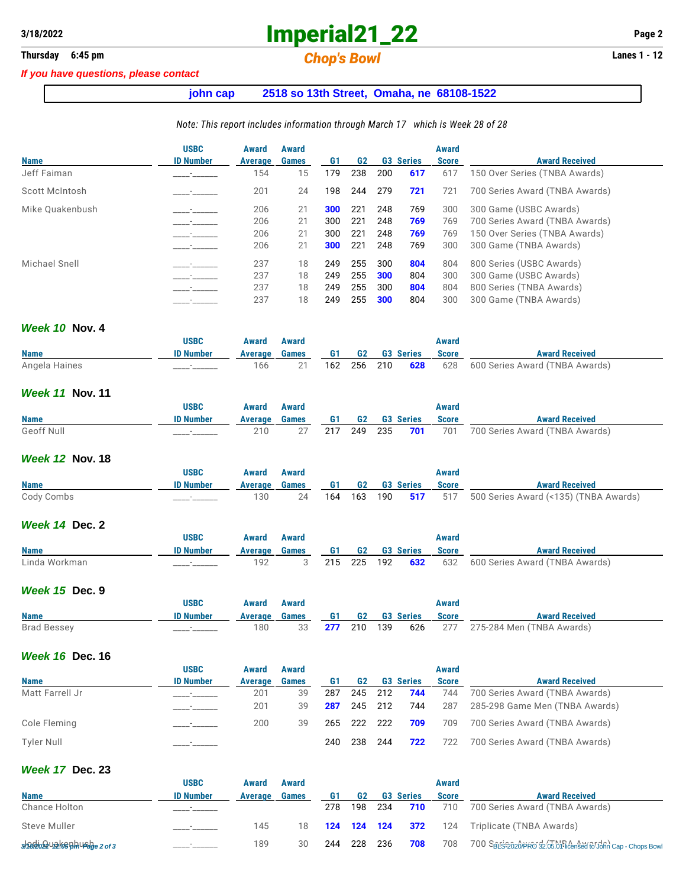# Imperial21_22

**Thursday 6:45 pm** | *Chop's Bowl* | **Lanes 1 - 12**

*If you have questions, please contact*

**john cap 2518 so 13th Street, Omaha, ne 68108-1522**

*Note: This report includes information through March 17 which is Week 28 of 28*

| Name | USBC ID Number | Award Average | Award Games | G1 | G2 | G3 | Series | Award Score | Award Received |
|---|---|---|---|---|---|---|---|---|---|
| Jeff Faiman | ____-______ | 154 | 15 | 179 | 238 | 200 | **617** | 617 | 150 Over Series (TNBA Awards) |
| Scott McIntosh | ____-______ | 201 | 24 | 198 | 244 | 279 | **721** | 721 | 700 Series Award (TNBA Awards) |
| Mike Quakenbush | ____-______ | 206 | 21 | **300** | 221 | 248 | 769 | 300 | 300 Game (USBC Awards) |
| | ____-______ | 206 | 21 | 300 | 221 | 248 | **769** | 769 | 700 Series Award (TNBA Awards) |
| | ____-______ | 206 | 21 | 300 | 221 | 248 | **769** | 769 | 150 Over Series (TNBA Awards) |
| | ____-______ | 206 | 21 | **300** | 221 | 248 | 769 | 300 | 300 Game (TNBA Awards) |
| Michael Snell | ____-______ | 237 | 18 | 249 | 255 | 300 | **804** | 804 | 800 Series (USBC Awards) |
| | ____-______ | 237 | 18 | 249 | 255 | **300** | 804 | 300 | 300 Game (USBC Awards) |
| | ____-______ | 237 | 18 | 249 | 255 | 300 | **804** | 804 | 800 Series (TNBA Awards) |
| | ____-______ | 237 | 18 | 249 | 255 | **300** | 804 | 300 | 300 Game (TNBA Awards) |

## *Week 10* Nov. 4

| Name | USBC ID Number | Award Average | Award Games | G1 | G2 | G3 | Series | Award Score | Award Received |
|---|---|---|---|---|---|---|---|---|---|
| Angela Haines | ____-______ | 166 | 21 | 162 | 256 | 210 | **628** | 628 | 600 Series Award (TNBA Awards) |

## *Week 11* Nov. 11

| Name | USBC ID Number | Award Average | Award Games | G1 | G2 | G3 | Series | Award Score | Award Received |
|---|---|---|---|---|---|---|---|---|---|
| Geoff Null | ____-______ | 210 | 27 | 217 | 249 | 235 | **701** | 701 | 700 Series Award (TNBA Awards) |

## *Week 12* Nov. 18

| Name | USBC ID Number | Award Average | Award Games | G1 | G2 | G3 | Series | Award Score | Award Received |
|---|---|---|---|---|---|---|---|---|---|
| Cody Combs | ____-______ | 130 | 24 | 164 | 163 | 190 | **517** | 517 | 500 Series Award (<135) (TNBA Awards) |

## *Week 14* Dec. 2

| Name | USBC ID Number | Award Average | Award Games | G1 | G2 | G3 | Series | Award Score | Award Received |
|---|---|---|---|---|---|---|---|---|---|
| Linda Workman | ____-______ | 192 | 3 | 215 | 225 | 192 | **632** | 632 | 600 Series Award (TNBA Awards) |

## *Week 15* Dec. 9

| Name | USBC ID Number | Award Average | Award Games | G1 | G2 | G3 | Series | Award Score | Award Received |
|---|---|---|---|---|---|---|---|---|---|
| Brad Bessey | ____-______ | 180 | 33 | **277** | 210 | 139 | 626 | 277 | 275-284 Men (TNBA Awards) |

## *Week 16* Dec. 16

| Name | USBC ID Number | Award Average | Award Games | G1 | G2 | G3 | Series | Award Score | Award Received |
|---|---|---|---|---|---|---|---|---|---|
| Matt Farrell Jr | ____-______ | 201 | 39 | 287 | 245 | 212 | **744** | 744 | 700 Series Award (TNBA Awards) |
| | ____-______ | 201 | 39 | **287** | 245 | 212 | 744 | 287 | 285-298 Game Men (TNBA Awards) |
| Cole Fleming | ____-______ | 200 | 39 | 265 | 222 | 222 | **709** | 709 | 700 Series Award (TNBA Awards) |
| Tyler Null | ____-______ | | | 240 | 238 | 244 | **722** | 722 | 700 Series Award (TNBA Awards) |

## *Week 17* Dec. 23

| Name | USBC ID Number | Award Average | Award Games | G1 | G2 | G3 | Series | Award Score | Award Received |
|---|---|---|---|---|---|---|---|---|---|
| Chance Holton | ____-______ | | | 278 | 198 | 234 | **710** | 710 | 700 Series Award (TNBA Awards) |
| Steve Muller | ____-______ | 145 | 18 | **124** | **124** | **124** | **372** | 124 | Triplicate (TNBA Awards) |
| Jodi Quakenbush | ____-______ | 189 | 30 | 244 | 228 | 236 | **708** | 708 | 700 Series Award (TNBA Awards) |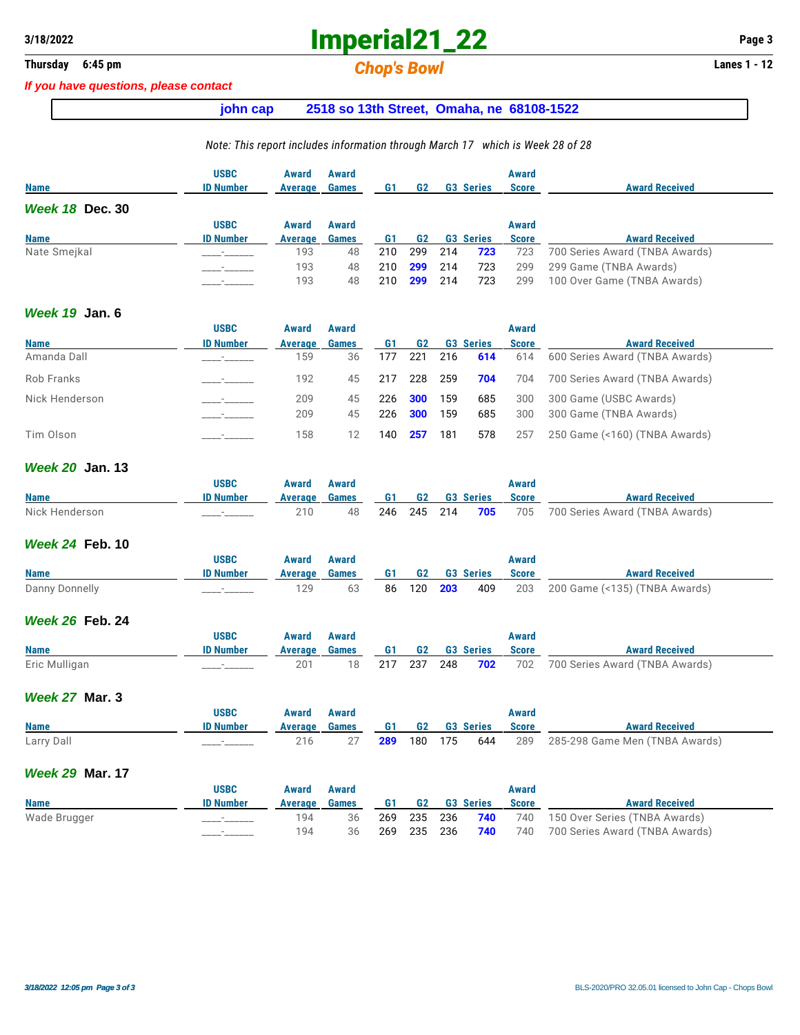# Imperial21_22

**Thursday 6:45 pm** — *Chop's Bowl* — **Lanes 1 - 12**

*If you have questions, please contact*

**john cap 2518 so 13th Street, Omaha, ne 68108-1522**

*Note: This report includes information through March 17 which is Week 28 of 28*

### Week 18 Dec. 30

| Name | USBC ID Number | Award Average | Award Games | G1 | G2 | G3 | Series | Award Score | Award Received |
|---|---|---|---|---|---|---|---|---|---|
| Nate Smejkal | ____-______ | 193 | 48 | 210 | 299 | 214 | **723** | 723 | 700 Series Award (TNBA Awards) |
| | ____-______ | 193 | 48 | 210 | **299** | 214 | 723 | 299 | 299 Game (TNBA Awards) |
| | ____-______ | 193 | 48 | 210 | **299** | 214 | 723 | 299 | 100 Over Game (TNBA Awards) |

### Week 19 Jan. 6

| Name | USBC ID Number | Award Average | Award Games | G1 | G2 | G3 | Series | Award Score | Award Received |
|---|---|---|---|---|---|---|---|---|---|
| Amanda Dall | ____-______ | 159 | 36 | 177 | 221 | 216 | **614** | 614 | 600 Series Award (TNBA Awards) |
| Rob Franks | ____-______ | 192 | 45 | 217 | 228 | 259 | **704** | 704 | 700 Series Award (TNBA Awards) |
| Nick Henderson | ____-______ | 209 | 45 | 226 | **300** | 159 | 685 | 300 | 300 Game (USBC Awards) |
| | ____-______ | 209 | 45 | 226 | **300** | 159 | 685 | 300 | 300 Game (TNBA Awards) |
| Tim Olson | ____-______ | 158 | 12 | 140 | **257** | 181 | 578 | 257 | 250 Game (<160) (TNBA Awards) |

### Week 20 Jan. 13

| Name | USBC ID Number | Award Average | Award Games | G1 | G2 | G3 | Series | Award Score | Award Received |
|---|---|---|---|---|---|---|---|---|---|
| Nick Henderson | ____-______ | 210 | 48 | 246 | 245 | 214 | **705** | 705 | 700 Series Award (TNBA Awards) |

### Week 24 Feb. 10

| Name | USBC ID Number | Award Average | Award Games | G1 | G2 | G3 | Series | Award Score | Award Received |
|---|---|---|---|---|---|---|---|---|---|
| Danny Donnelly | ____-______ | 129 | 63 | 86 | 120 | **203** | 409 | 203 | 200 Game (<135) (TNBA Awards) |

### Week 26 Feb. 24

| Name | USBC ID Number | Award Average | Award Games | G1 | G2 | G3 | Series | Award Score | Award Received |
|---|---|---|---|---|---|---|---|---|---|
| Eric Mulligan | ____-______ | 201 | 18 | 217 | 237 | 248 | **702** | 702 | 700 Series Award (TNBA Awards) |

### Week 27 Mar. 3

| Name | USBC ID Number | Award Average | Award Games | G1 | G2 | G3 | Series | Award Score | Award Received |
|---|---|---|---|---|---|---|---|---|---|
| Larry Dall | ____-______ | 216 | 27 | **289** | 180 | 175 | 644 | 289 | 285-298 Game Men (TNBA Awards) |

### Week 29 Mar. 17

| Name | USBC ID Number | Award Average | Award Games | G1 | G2 | G3 | Series | Award Score | Award Received |
|---|---|---|---|---|---|---|---|---|---|
| Wade Brugger | ____-______ | 194 | 36 | 269 | 235 | 236 | **740** | 740 | 150 Over Series (TNBA Awards) |
| | ____-______ | 194 | 36 | 269 | 235 | 236 | **740** | 740 | 700 Series Award (TNBA Awards) |